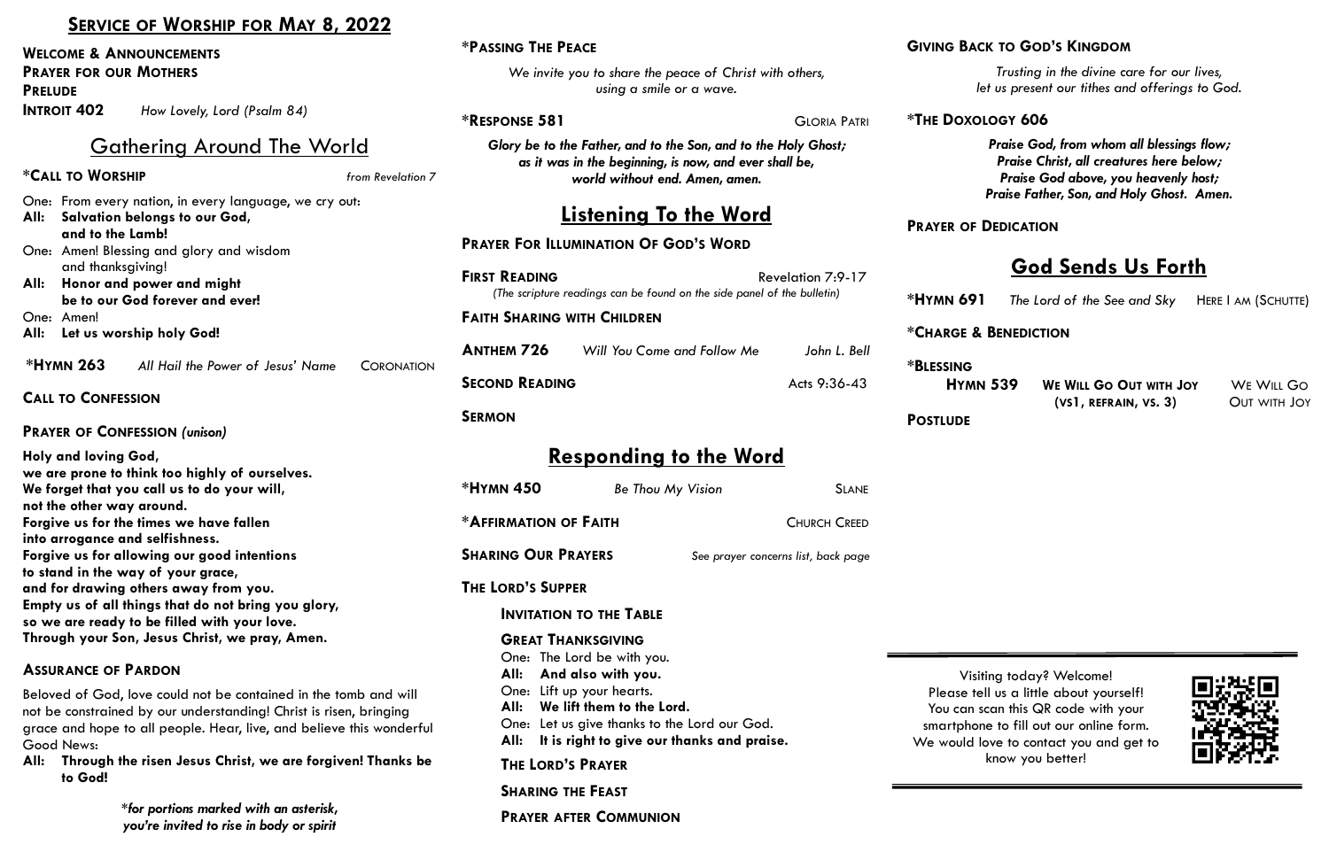## SERVICE OF WORSHIP FOR MAY 8, 2022

**WELCOME & ANNOUNCEMENTS**
**PRAYER FOR OUR MOTHERS**
**PRELUDE**
**INTROIT 402** *How Lovely, Lord (Psalm 84)*

# Gathering Around The World

**\*CALL TO WORSHIP** *from Revelation 7*

One: From every nation, in every language, we cry out:
**All: Salvation belongs to our God, and to the Lamb!**
One: Amen! Blessing and glory and wisdom and thanksgiving!
**All: Honor and power and might be to our God forever and ever!**
One: Amen!
**All: Let us worship holy God!**

**\*HYMN 263** *All Hail the Power of Jesus' Name* CORONATION

**CALL TO CONFESSION**

**PRAYER OF CONFESSION** *(unison)*

**Holy and loving God,**
**we are prone to think too highly of ourselves.**
**We forget that you call us to do your will,**
**not the other way around.**
**Forgive us for the times we have fallen**
**into arrogance and selfishness.**
**Forgive us for allowing our good intentions**
**to stand in the way of your grace,**
**and for drawing others away from you.**
**Empty us of all things that do not bring you glory,**
**so we are ready to be filled with your love.**
**Through your Son, Jesus Christ, we pray, Amen.**

**ASSURANCE OF PARDON**

Beloved of God, love could not be contained in the tomb and will not be constrained by our understanding! Christ is risen, bringing grace and hope to all people. Hear, live, and believe this wonderful Good News:
**All: Through the risen Jesus Christ, we are forgiven! Thanks be to God!**

***for portions marked with an asterisk, you're invited to rise in body or spirit***

**\*PASSING THE PEACE**

*We invite you to share the peace of Christ with others, using a smile or a wave.*

**\*RESPONSE 581** GLORIA PATRI

***Glory be to the Father, and to the Son, and to the Holy Ghost; as it was in the beginning, is now, and ever shall be, world without end. Amen, amen.***

# Listening To the Word

**PRAYER FOR ILLUMINATION OF GOD'S WORD**

**FIRST READING** Revelation 7:9-17
*(The scripture readings can be found on the side panel of the bulletin)*

**FAITH SHARING WITH CHILDREN**

**ANTHEM 726** *Will You Come and Follow Me* *John L. Bell*

**SECOND READING** Acts 9:36-43

**SERMON**

# Responding to the Word

**\*HYMN 450** *Be Thou My Vision* SLANE

**\*AFFIRMATION OF FAITH** CHURCH CREED

**SHARING OUR PRAYERS** *See prayer concerns list, back page*

**THE LORD'S SUPPER**

**INVITATION TO THE TABLE**

**GREAT THANKSGIVING**
One: The Lord be with you.
**All: And also with you.**
One: Lift up your hearts.
**All: We lift them to the Lord.**
One: Let us give thanks to the Lord our God.
**All: It is right to give our thanks and praise.**

**THE LORD'S PRAYER**

**SHARING THE FEAST**

**PRAYER AFTER COMMUNION**

**GIVING BACK TO GOD'S KINGDOM**

*Trusting in the divine care for our lives, let us present our tithes and offerings to God.*

**\*THE DOXOLOGY 606**

***Praise God, from whom all blessings flow;***
***Praise Christ, all creatures here below;***
***Praise God above, you heavenly host;***
***Praise Father, Son, and Holy Ghost. Amen.***

**PRAYER OF DEDICATION**

# God Sends Us Forth

**\*HYMN 691** *The Lord of the See and Sky* HERE I AM (SCHUTTE)

**\*CHARGE & BENEDICTION**

**\*BLESSING**
**HYMN 539** **WE WILL GO OUT WITH JOY (VS1, REFRAIN, VS. 3)** WE WILL GO OUT WITH JOY

**POSTLUDE**

Visiting today? Welcome!
Please tell us a little about yourself!
You can scan this QR code with your smartphone to fill out our online form.
We would love to contact you and get to know you better!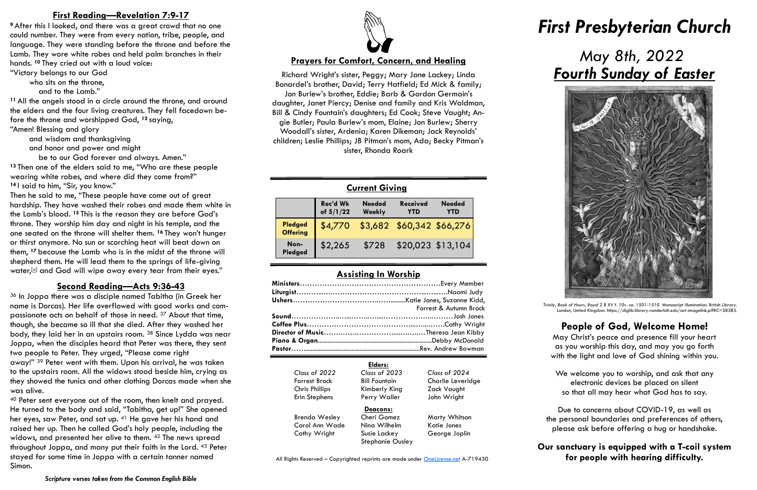## First Reading—Revelation 7:9-17

[9] After this I looked, and there was a great crowd that no one could number. They were from every nation, tribe, people, and language. They were standing before the throne and before the Lamb. They wore white robes and held palm branches in their hands. [10] They cried out with a loud voice:

"Victory belongs to our God
  who sits on the throne,
    and to the Lamb."

[11] All the angels stood in a circle around the throne, and around the elders and the four living creatures. They fell facedown before the throne and worshipped God, [12] saying,

"Amen! Blessing and glory
  and wisdom and thanksgiving
  and honor and power and might
    be to our God forever and always. Amen."

[13] Then one of the elders said to me, "Who are these people wearing white robes, and where did they come from?"
[14] I said to him, "Sir, you know."

Then he said to me, "These people have come out of great hardship. They have washed their robes and made them white in the Lamb's blood. [15] This is the reason they are before God's throne. They worship him day and night in his temple, and the one seated on the throne will shelter them. [16] They won't hunger or thirst anymore. No sun or scorching heat will beat down on them, [17] because the Lamb who is in the midst of the throne will shepherd them. He will lead them to the springs of life-giving water,[a] and God will wipe away every tear from their eyes."

## Second Reading—Acts 9:36-43

[36] In Joppa there was a disciple named Tabitha (in Greek her name is Dorcas). Her life overflowed with good works and compassionate acts on behalf of those in need. [37] About that time, though, she became so ill that she died. After they washed her body, they laid her in an upstairs room. [38] Since Lydda was near Joppa, when the disciples heard that Peter was there, they sent two people to Peter. They urged, "Please come right away!" [39] Peter went with them. Upon his arrival, he was taken to the upstairs room. All the widows stood beside him, crying as they showed the tunics and other clothing Dorcas made when she was alive.

[40] Peter sent everyone out of the room, then knelt and prayed. He turned to the body and said, "Tabitha, get up!" She opened her eyes, saw Peter, and sat up. [41] He gave her his hand and raised her up. Then he called God's holy people, including the widows, and presented her alive to them. [42] The news spread throughout Joppa, and many put their faith in the Lord. [43] Peter stayed for some time in Joppa with a certain tanner named Simon.

***Scripture verses taken from the Common English Bible***

## Prayers for Comfort, Concern, and Healing

Richard Wright's sister, Peggy; Mary Jane Lackey; Linda Bonardel's brother, David; Terry Hatfield; Ed Mick & family; Jon Burlew's brother, Eddie; Barb & Gordon Germain's daughter, Janet Piercy; Denise and family and Kris Waldman, Bill & Cindy Fountain's daughters; Ed Cook; Steve Vaught; Angie Butler; Paula Burlew's mom, Elaine; Jon Burlew; Sherry Woodall's sister, Ardenia; Karen Dikeman; Jack Reynolds' children; Leslie Phillips; JB Pitman's mom, Ada; Becky Pitman's sister, Rhonda Roark

## Current Giving

| | Rec'd Wk of 5/1/22 | Needed Weekly | Received YTD | Needed YTD |
|---|---|---|---|---|
| **Pledged Offering** | $4,770 | $3,682 | $60,342 | $66,276 |
| **Non-Pledged** | $2,265 | $728 | $20,023 | $13,104 |

## Assisting In Worship

**Ministers**……Every Member
**Liturgist**……Naomi Judy
**Ushers**……Katie Jones, Suzanne Kidd, Forrest & Autumn Brock
**Sound**……Josh Jones
**Coffee Plus**……Cathy Wright
**Director of Music**……Theresa Jean Kibby
**Piano & Organ**……Debby McDonald
**Pastor**……Rev. Andrew Bowman

**Elders:**

| *Class of 2022* | *Class of 2023* | *Class of 2024* |
|---|---|---|
| Forrest Brock | Bill Fountain | Charlie Leveridge |
| Chris Phillips | Kimberly King | Zack Vaught |
| Erin Stephens | Perry Waller | John Wright |

**Deacons:**

| | | |
|---|---|---|
| Brenda Wesley | Cheri Gomez | Marty Whitson |
| Carol Ann Wade | Nina Wilhelm | Katie Jones |
| Cathy Wright | Susie Lackey | George Joplin |
| | Stephanie Ousley | |

All Rights Reserved – Copyrighted reprints are made under OneLicense.net A-719430

# *First Presbyterian Church*

## *May 8th, 2022*
## ***Fourth Sunday of Easter***

*Trinity, Book of Hours, Royal 2 B XV f. 10v. ca. 1501-1510 Manuscript illumination. British Library. London, United Kingdom. https://diglib.library.vanderbilt.edu/act-imagelink.pl?RC=58383.*

## People of God, Welcome Home!

May Christ's peace and presence fill your heart as you worship this day, and may you go forth with the light and love of God shining within you.

We welcome you to worship, and ask that any electronic devices be placed on silent so that all may hear what God has to say.

Due to concerns about COVID-19, as well as the personal boundaries and preferences of others, please ask before offering a hug or handshake.

**Our sanctuary is equipped with a T-coil system for people with hearing difficulty.**